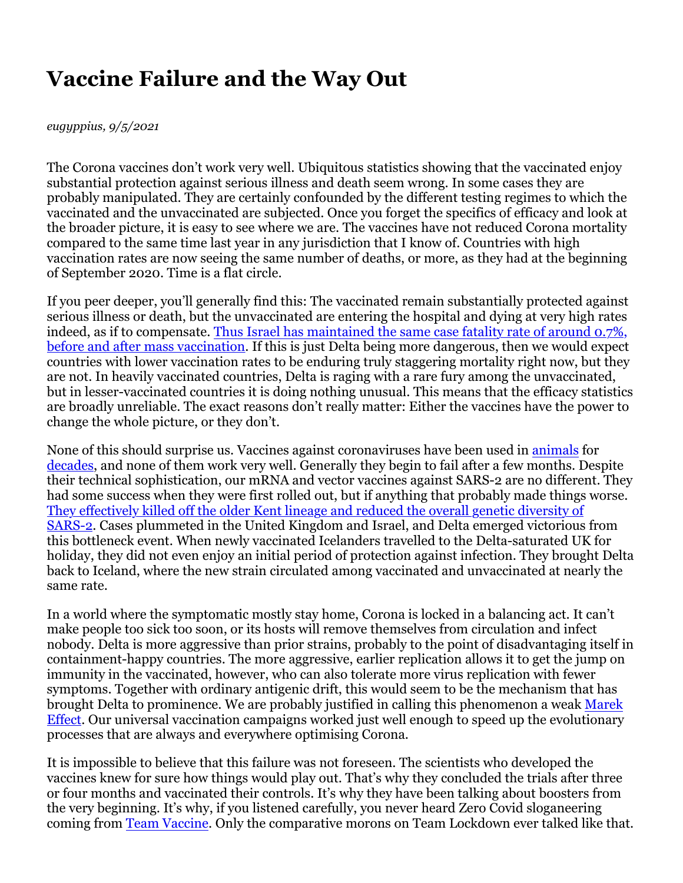# Vaccine Failure and the Way Out

*eugyppius, 9/5/2021*

The Corona vaccines don't work very well. Ubiquitous statistics showing that the vaccinated enjoy substantial protection against serious illness and death seem wrong. In some cases they are probably manipulated. They are certainly confounded by the different testing regimes to which the vaccinated and the unvaccinated are subjected. Once you forget the specifics of efficacy and look at the broader picture, it is easy to see where we are. The vaccines have not reduced Corona mortality compared to the same time last year in any jurisdiction that I know of. Countries with high vaccination rates are now seeing the same number of deaths, or more, as they had at the beginning of September 2020. Time is a flat circle.

If you peer deeper, you'll generally find this: The vaccinated remain substantially protected against serious illness or death, but the unvaccinated are entering the hospital and dying at very high rates indeed, as if to compensate. Thus Israel has maintained the same case fatality rate of around 0.7%, before and after mass vaccination. If this is just Delta being more dangerous, then we would expect countries with lower vaccination rates to be enduring truly staggering mortality right now, but they are not. In heavily vaccinated countries, Delta is raging with a rare fury among the unvaccinated, but in lesser-vaccinated countries it is doing nothing unusual. This means that the efficacy statistics are broadly unreliable. The exact reasons don't really matter: Either the vaccines have the power to change the whole picture, or they don't.

None of this should surprise us. Vaccines against coronaviruses have been used in animals for decades, and none of them work very well. Generally they begin to fail after a few months. Despite their technical sophistication, our mRNA and vector vaccines against SARS-2 are no different. They had some success when they were first rolled out, but if anything that probably made things worse. They effectively killed off the older Kent lineage and reduced the overall genetic diversity of SARS-2. Cases plummeted in the United Kingdom and Israel, and Delta emerged victorious from this bottleneck event. When newly vaccinated Icelanders travelled to the Delta-saturated UK for holiday, they did not even enjoy an initial period of protection against infection. They brought Delta back to Iceland, where the new strain circulated among vaccinated and unvaccinated at nearly the same rate.

In a world where the symptomatic mostly stay home, Corona is locked in a balancing act. It can't make people too sick too soon, or its hosts will remove themselves from circulation and infect nobody. Delta is more aggressive than prior strains, probably to the point of disadvantaging itself in containment-happy countries. The more aggressive, earlier replication allows it to get the jump on immunity in the vaccinated, however, who can also tolerate more virus replication with fewer symptoms. Together with ordinary antigenic drift, this would seem to be the mechanism that has brought Delta to prominence. We are probably justified in calling this phenomenon a weak Marek Effect. Our universal vaccination campaigns worked just well enough to speed up the evolutionary processes that are always and everywhere optimising Corona.

It is impossible to believe that this failure was not foreseen. The scientists who developed the vaccines knew for sure how things would play out. That's why they concluded the trials after three or four months and vaccinated their controls. It's why they have been talking about boosters from the very beginning. It's why, if you listened carefully, you never heard Zero Covid sloganeering coming from Team Vaccine. Only the comparative morons on Team Lockdown ever talked like that.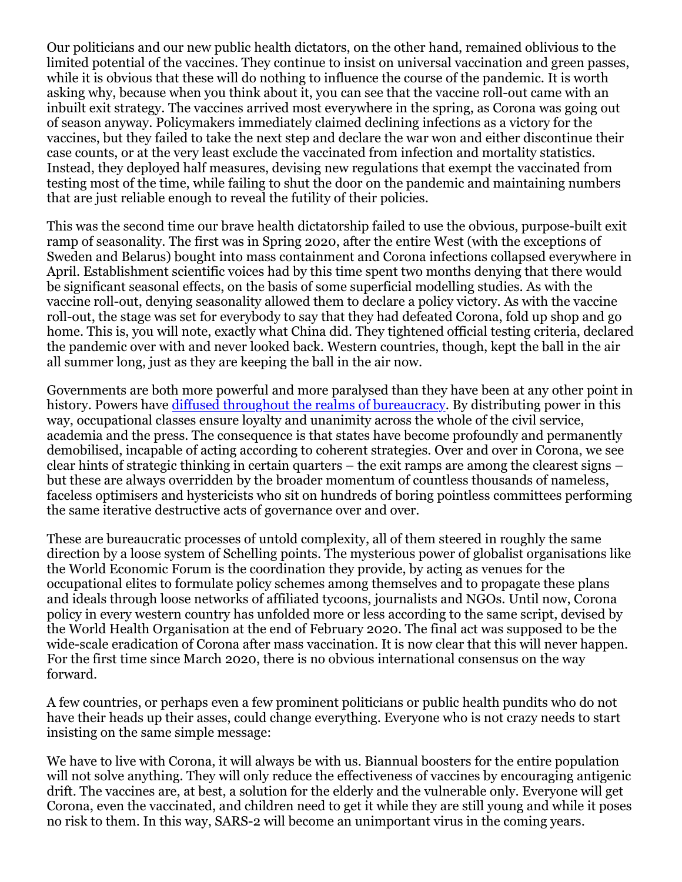Our politicians and our new public health dictators, on the other hand, remained oblivious to the limited potential of the vaccines. They continue to insist on universal vaccination and green passes, while it is obvious that these will do nothing to influence the course of the pandemic. It is worth asking why, because when you think about it, you can see that the vaccine roll-out came with an inbuilt exit strategy. The vaccines arrived most everywhere in the spring, as Corona was going out of season anyway. Policymakers immediately claimed declining infections as a victory for the vaccines, but they failed to take the next step and declare the war won and either discontinue their case counts, or at the very least exclude the vaccinated from infection and mortality statistics. Instead, they deployed half measures, devising new regulations that exempt the vaccinated from testing most of the time, while failing to shut the door on the pandemic and maintaining numbers that are just reliable enough to reveal the futility of their policies.

This was the second time our brave health dictatorship failed to use the obvious, purpose-built exit ramp of seasonality. The first was in Spring 2020, after the entire West (with the exceptions of Sweden and Belarus) bought into mass containment and Corona infections collapsed everywhere in April. Establishment scientific voices had by this time spent two months denying that there would be significant seasonal effects, on the basis of some superficial modelling studies. As with the vaccine roll-out, denying seasonality allowed them to declare a policy victory. As with the vaccine roll-out, the stage was set for everybody to say that they had defeated Corona, fold up shop and go home. This is, you will note, exactly what China did. They tightened official testing criteria, declared the pandemic over with and never looked back. Western countries, though, kept the ball in the air all summer long, just as they are keeping the ball in the air now.

Governments are both more powerful and more paralysed than they have been at any other point in history. Powers have [diffused throughout the realms of bureaucracy](). By distributing power in this way, occupational classes ensure loyalty and unanimity across the whole of the civil service, academia and the press. The consequence is that states have become profoundly and permanently demobilised, incapable of acting according to coherent strategies. Over and over in Corona, we see clear hints of strategic thinking in certain quarters – the exit ramps are among the clearest signs – but these are always overridden by the broader momentum of countless thousands of nameless, faceless optimisers and hystericists who sit on hundreds of boring pointless committees performing the same iterative destructive acts of governance over and over.

These are bureaucratic processes of untold complexity, all of them steered in roughly the same direction by a loose system of Schelling points. The mysterious power of globalist organisations like the World Economic Forum is the coordination they provide, by acting as venues for the occupational elites to formulate policy schemes among themselves and to propagate these plans and ideals through loose networks of affiliated tycoons, journalists and NGOs. Until now, Corona policy in every western country has unfolded more or less according to the same script, devised by the World Health Organisation at the end of February 2020. The final act was supposed to be the wide-scale eradication of Corona after mass vaccination. It is now clear that this will never happen. For the first time since March 2020, there is no obvious international consensus on the way forward.

A few countries, or perhaps even a few prominent politicians or public health pundits who do not have their heads up their asses, could change everything. Everyone who is not crazy needs to start insisting on the same simple message:

We have to live with Corona, it will always be with us. Biannual boosters for the entire population will not solve anything. They will only reduce the effectiveness of vaccines by encouraging antigenic drift. The vaccines are, at best, a solution for the elderly and the vulnerable only. Everyone will get Corona, even the vaccinated, and children need to get it while they are still young and while it poses no risk to them. In this way, SARS-2 will become an unimportant virus in the coming years.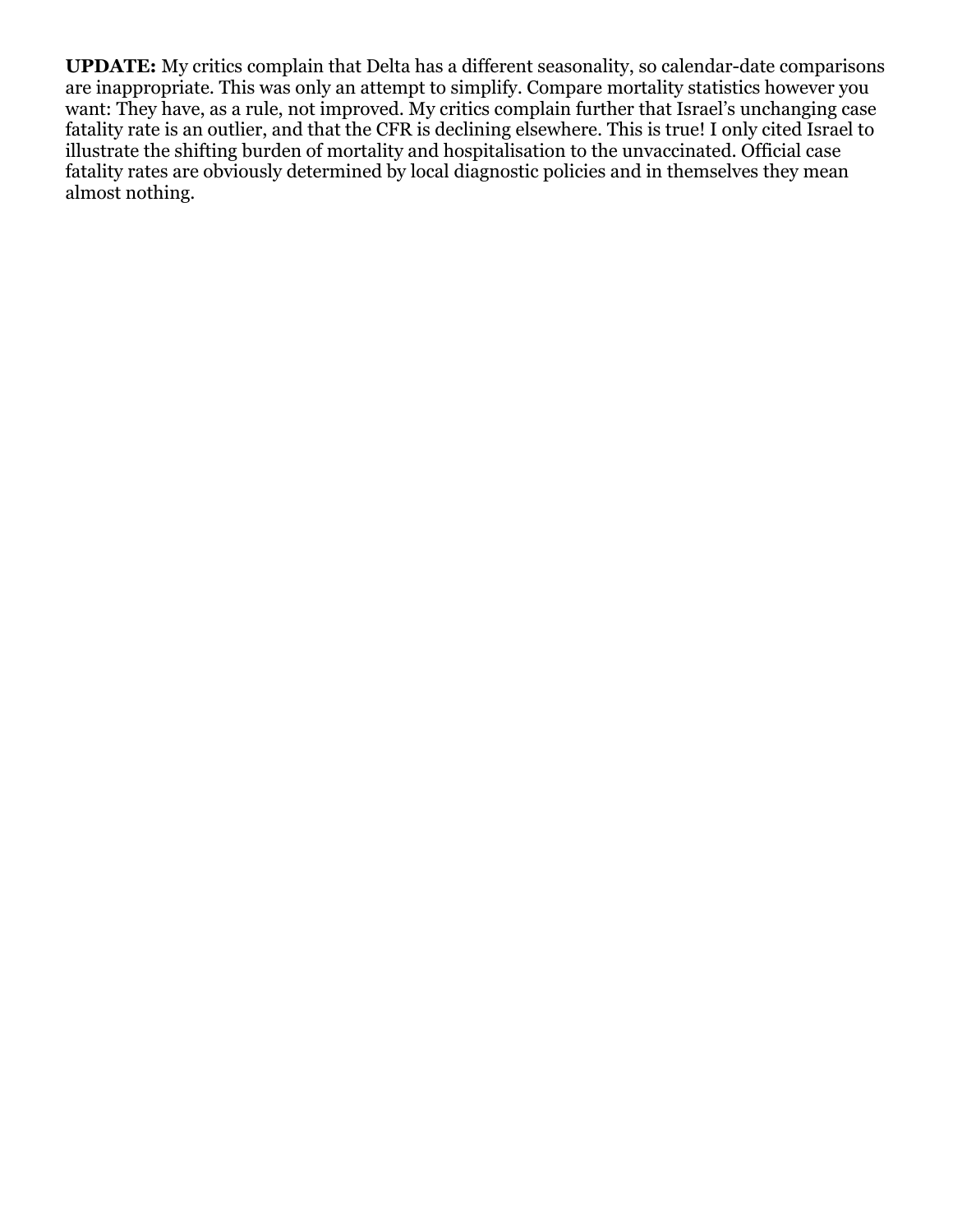**UPDATE:** My critics complain that Delta has a different seasonality, so calendar-date comparisons are inappropriate. This was only an attempt to simplify. Compare mortality statistics however you want: They have, as a rule, not improved. My critics complain further that Israel's unchanging case fatality rate is an outlier, and that the CFR is declining elsewhere. This is true! I only cited Israel to illustrate the shifting burden of mortality and hospitalisation to the unvaccinated. Official case fatality rates are obviously determined by local diagnostic policies and in themselves they mean almost nothing.